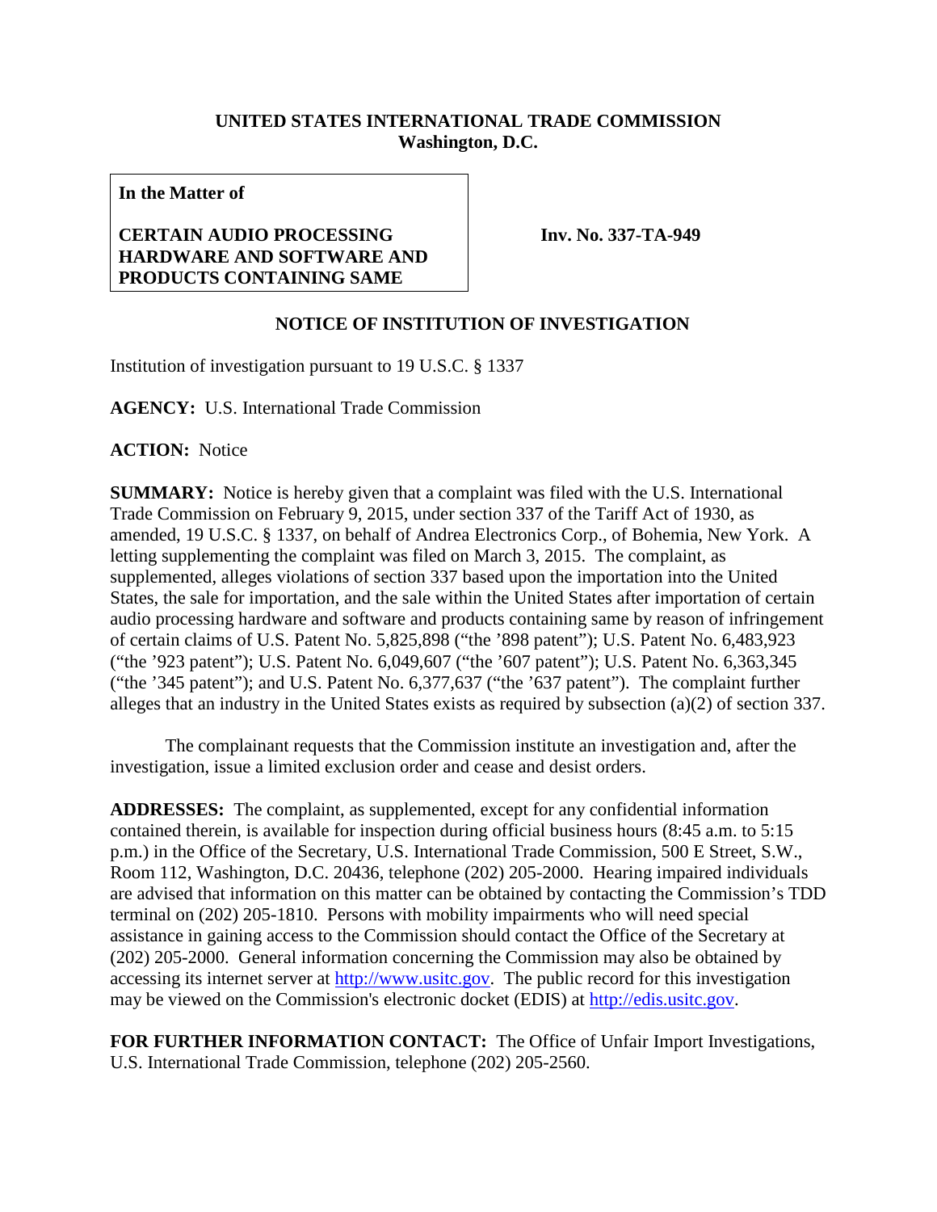**UNITED STATES INTERNATIONAL TRADE COMMISSION**
**Washington, D.C.**

**In the Matter of**

**CERTAIN AUDIO PROCESSING HARDWARE AND SOFTWARE AND PRODUCTS CONTAINING SAME**

**Inv. No. 337-TA-949**

**NOTICE OF INSTITUTION OF INVESTIGATION**

Institution of investigation pursuant to 19 U.S.C. § 1337

**AGENCY:** U.S. International Trade Commission

**ACTION:** Notice

**SUMMARY:** Notice is hereby given that a complaint was filed with the U.S. International Trade Commission on February 9, 2015, under section 337 of the Tariff Act of 1930, as amended, 19 U.S.C. § 1337, on behalf of Andrea Electronics Corp., of Bohemia, New York. A letting supplementing the complaint was filed on March 3, 2015. The complaint, as supplemented, alleges violations of section 337 based upon the importation into the United States, the sale for importation, and the sale within the United States after importation of certain audio processing hardware and software and products containing same by reason of infringement of certain claims of U.S. Patent No. 5,825,898 ("the '898 patent"); U.S. Patent No. 6,483,923 ("the '923 patent"); U.S. Patent No. 6,049,607 ("the '607 patent"); U.S. Patent No. 6,363,345 ("the '345 patent"); and U.S. Patent No. 6,377,637 ("the '637 patent"). The complaint further alleges that an industry in the United States exists as required by subsection (a)(2) of section 337.

The complainant requests that the Commission institute an investigation and, after the investigation, issue a limited exclusion order and cease and desist orders.

**ADDRESSES:** The complaint, as supplemented, except for any confidential information contained therein, is available for inspection during official business hours (8:45 a.m. to 5:15 p.m.) in the Office of the Secretary, U.S. International Trade Commission, 500 E Street, S.W., Room 112, Washington, D.C. 20436, telephone (202) 205-2000. Hearing impaired individuals are advised that information on this matter can be obtained by contacting the Commission's TDD terminal on (202) 205-1810. Persons with mobility impairments who will need special assistance in gaining access to the Commission should contact the Office of the Secretary at (202) 205-2000. General information concerning the Commission may also be obtained by accessing its internet server at http://www.usitc.gov. The public record for this investigation may be viewed on the Commission's electronic docket (EDIS) at http://edis.usitc.gov.

**FOR FURTHER INFORMATION CONTACT:** The Office of Unfair Import Investigations, U.S. International Trade Commission, telephone (202) 205-2560.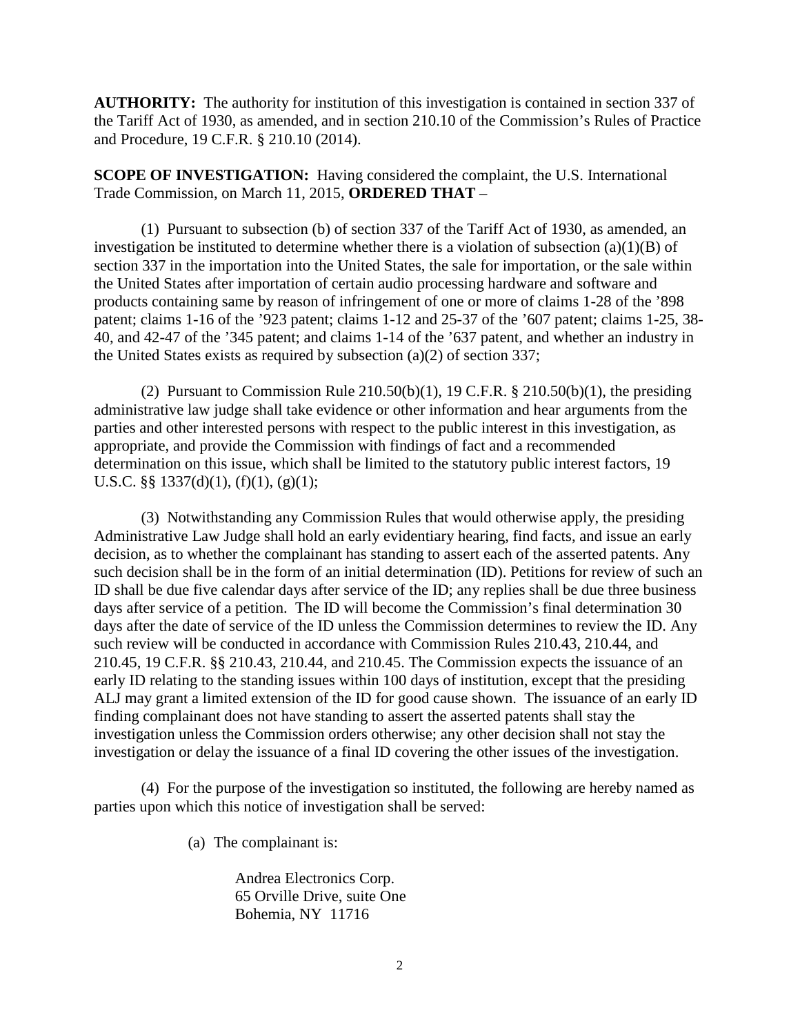**AUTHORITY:** The authority for institution of this investigation is contained in section 337 of the Tariff Act of 1930, as amended, and in section 210.10 of the Commission's Rules of Practice and Procedure, 19 C.F.R. § 210.10 (2014).

**SCOPE OF INVESTIGATION:** Having considered the complaint, the U.S. International Trade Commission, on March 11, 2015, **ORDERED THAT** –

(1) Pursuant to subsection (b) of section 337 of the Tariff Act of 1930, as amended, an investigation be instituted to determine whether there is a violation of subsection (a)(1)(B) of section 337 in the importation into the United States, the sale for importation, or the sale within the United States after importation of certain audio processing hardware and software and products containing same by reason of infringement of one or more of claims 1-28 of the '898 patent; claims 1-16 of the '923 patent; claims 1-12 and 25-37 of the '607 patent; claims 1-25, 38-40, and 42-47 of the '345 patent; and claims 1-14 of the '637 patent, and whether an industry in the United States exists as required by subsection (a)(2) of section 337;

(2) Pursuant to Commission Rule 210.50(b)(1), 19 C.F.R. § 210.50(b)(1), the presiding administrative law judge shall take evidence or other information and hear arguments from the parties and other interested persons with respect to the public interest in this investigation, as appropriate, and provide the Commission with findings of fact and a recommended determination on this issue, which shall be limited to the statutory public interest factors, 19 U.S.C. §§ 1337(d)(1), (f)(1), (g)(1);

(3) Notwithstanding any Commission Rules that would otherwise apply, the presiding Administrative Law Judge shall hold an early evidentiary hearing, find facts, and issue an early decision, as to whether the complainant has standing to assert each of the asserted patents. Any such decision shall be in the form of an initial determination (ID). Petitions for review of such an ID shall be due five calendar days after service of the ID; any replies shall be due three business days after service of a petition. The ID will become the Commission's final determination 30 days after the date of service of the ID unless the Commission determines to review the ID. Any such review will be conducted in accordance with Commission Rules 210.43, 210.44, and 210.45, 19 C.F.R. §§ 210.43, 210.44, and 210.45. The Commission expects the issuance of an early ID relating to the standing issues within 100 days of institution, except that the presiding ALJ may grant a limited extension of the ID for good cause shown. The issuance of an early ID finding complainant does not have standing to assert the asserted patents shall stay the investigation unless the Commission orders otherwise; any other decision shall not stay the investigation or delay the issuance of a final ID covering the other issues of the investigation.

(4) For the purpose of the investigation so instituted, the following are hereby named as parties upon which this notice of investigation shall be served:

(a) The complainant is:

Andrea Electronics Corp.
65 Orville Drive, suite One
Bohemia, NY 11716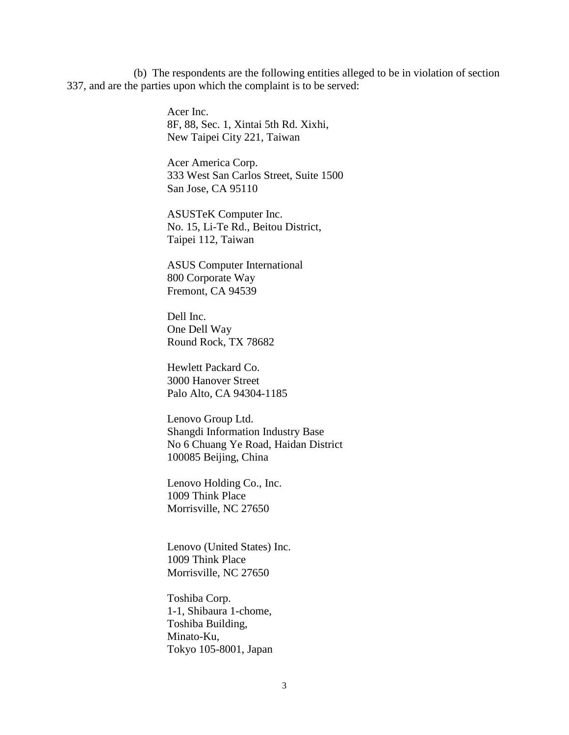(b) The respondents are the following entities alleged to be in violation of section 337, and are the parties upon which the complaint is to be served:

Acer Inc.
8F, 88, Sec. 1, Xintai 5th Rd. Xixhi,
New Taipei City 221, Taiwan

Acer America Corp.
333 West San Carlos Street, Suite 1500
San Jose, CA 95110

ASUSTeK Computer Inc.
No. 15, Li-Te Rd., Beitou District,
Taipei 112, Taiwan

ASUS Computer International
800 Corporate Way
Fremont, CA 94539

Dell Inc.
One Dell Way
Round Rock, TX 78682

Hewlett Packard Co.
3000 Hanover Street
Palo Alto, CA 94304-1185

Lenovo Group Ltd.
Shangdi Information Industry Base
No 6 Chuang Ye Road, Haidan District
100085 Beijing, China

Lenovo Holding Co., Inc.
1009 Think Place
Morrisville, NC 27650

Lenovo (United States) Inc.
1009 Think Place
Morrisville, NC 27650

Toshiba Corp.
1-1, Shibaura 1-chome,
Toshiba Building,
Minato-Ku,
Tokyo 105-8001, Japan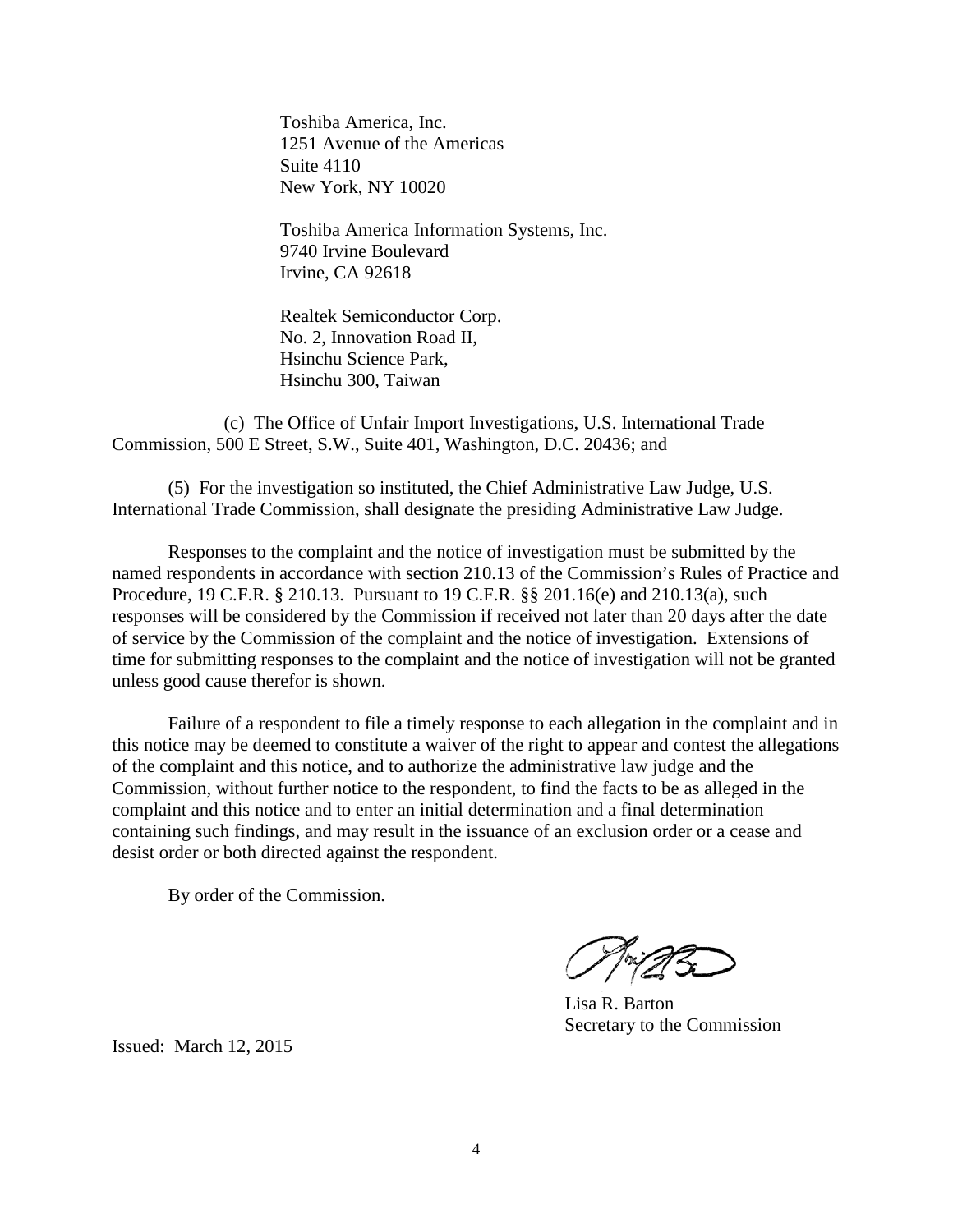Toshiba America, Inc.
1251 Avenue of the Americas
Suite 4110
New York, NY 10020

Toshiba America Information Systems, Inc.
9740 Irvine Boulevard
Irvine, CA 92618

Realtek Semiconductor Corp.
No. 2, Innovation Road II,
Hsinchu Science Park,
Hsinchu 300, Taiwan

(c) The Office of Unfair Import Investigations, U.S. International Trade Commission, 500 E Street, S.W., Suite 401, Washington, D.C. 20436; and

(5) For the investigation so instituted, the Chief Administrative Law Judge, U.S. International Trade Commission, shall designate the presiding Administrative Law Judge.

Responses to the complaint and the notice of investigation must be submitted by the named respondents in accordance with section 210.13 of the Commission's Rules of Practice and Procedure, 19 C.F.R. § 210.13. Pursuant to 19 C.F.R. §§ 201.16(e) and 210.13(a), such responses will be considered by the Commission if received not later than 20 days after the date of service by the Commission of the complaint and the notice of investigation. Extensions of time for submitting responses to the complaint and the notice of investigation will not be granted unless good cause therefor is shown.

Failure of a respondent to file a timely response to each allegation in the complaint and in this notice may be deemed to constitute a waiver of the right to appear and contest the allegations of the complaint and this notice, and to authorize the administrative law judge and the Commission, without further notice to the respondent, to find the facts to be as alleged in the complaint and this notice and to enter an initial determination and a final determination containing such findings, and may result in the issuance of an exclusion order or a cease and desist order or both directed against the respondent.

By order of the Commission.

Lisa R. Barton
Secretary to the Commission

Issued: March 12, 2015